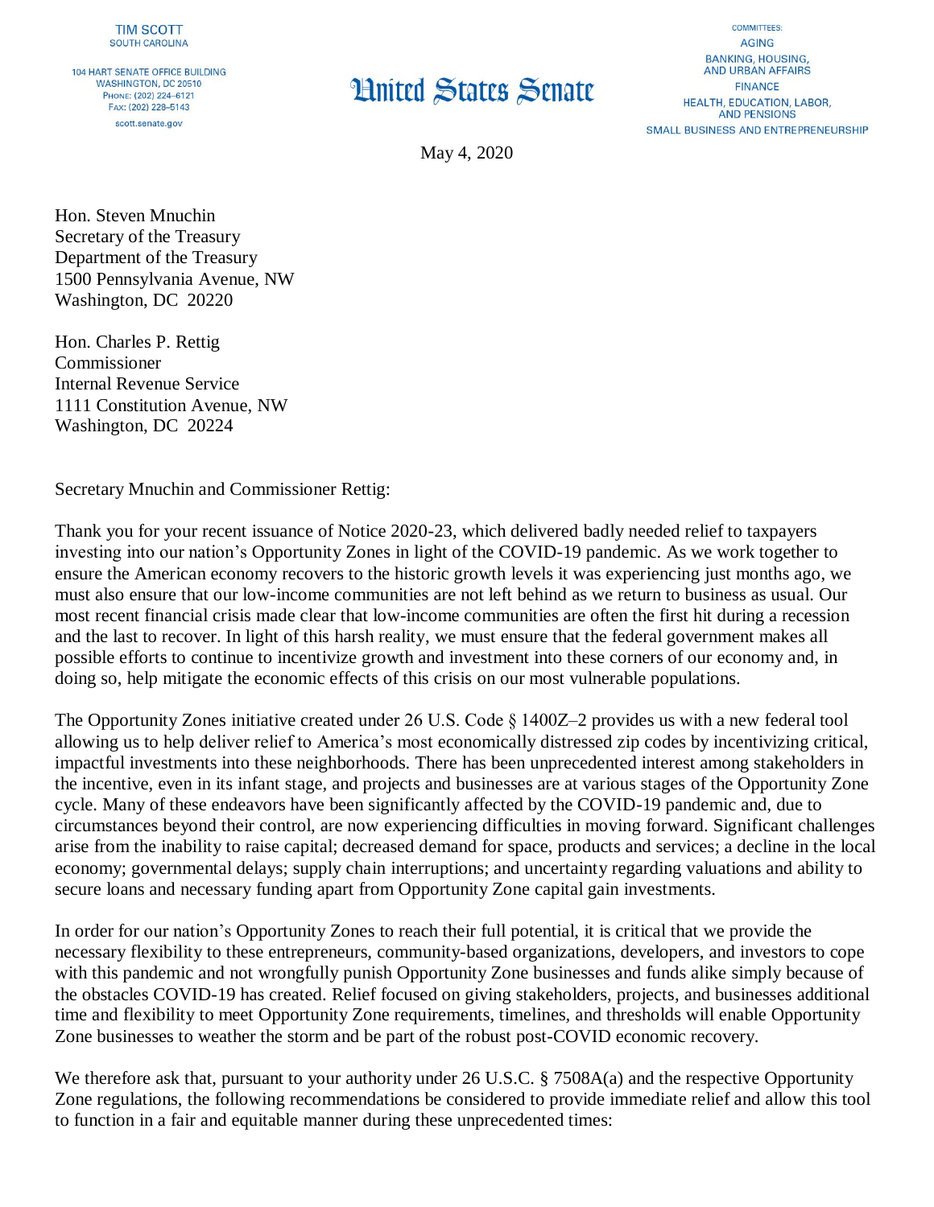TIM SCOTT
SOUTH CAROLINA

104 HART SENATE OFFICE BUILDING
WASHINGTON, DC 20510
PHONE: (202) 224–6121
FAX: (202) 228–5143
scott.senate.gov

# United States Senate

COMMITTEES:
AGING
BANKING, HOUSING, AND URBAN AFFAIRS
FINANCE
HEALTH, EDUCATION, LABOR, AND PENSIONS
SMALL BUSINESS AND ENTREPRENEURSHIP

May 4, 2020

Hon. Steven Mnuchin
Secretary of the Treasury
Department of the Treasury
1500 Pennsylvania Avenue, NW
Washington, DC 20220

Hon. Charles P. Rettig
Commissioner
Internal Revenue Service
1111 Constitution Avenue, NW
Washington, DC 20224

Secretary Mnuchin and Commissioner Rettig:

Thank you for your recent issuance of Notice 2020-23, which delivered badly needed relief to taxpayers investing into our nation's Opportunity Zones in light of the COVID-19 pandemic. As we work together to ensure the American economy recovers to the historic growth levels it was experiencing just months ago, we must also ensure that our low-income communities are not left behind as we return to business as usual. Our most recent financial crisis made clear that low-income communities are often the first hit during a recession and the last to recover. In light of this harsh reality, we must ensure that the federal government makes all possible efforts to continue to incentivize growth and investment into these corners of our economy and, in doing so, help mitigate the economic effects of this crisis on our most vulnerable populations.

The Opportunity Zones initiative created under 26 U.S. Code § 1400Z–2 provides us with a new federal tool allowing us to help deliver relief to America's most economically distressed zip codes by incentivizing critical, impactful investments into these neighborhoods. There has been unprecedented interest among stakeholders in the incentive, even in its infant stage, and projects and businesses are at various stages of the Opportunity Zone cycle. Many of these endeavors have been significantly affected by the COVID-19 pandemic and, due to circumstances beyond their control, are now experiencing difficulties in moving forward. Significant challenges arise from the inability to raise capital; decreased demand for space, products and services; a decline in the local economy; governmental delays; supply chain interruptions; and uncertainty regarding valuations and ability to secure loans and necessary funding apart from Opportunity Zone capital gain investments.

In order for our nation's Opportunity Zones to reach their full potential, it is critical that we provide the necessary flexibility to these entrepreneurs, community-based organizations, developers, and investors to cope with this pandemic and not wrongfully punish Opportunity Zone businesses and funds alike simply because of the obstacles COVID-19 has created. Relief focused on giving stakeholders, projects, and businesses additional time and flexibility to meet Opportunity Zone requirements, timelines, and thresholds will enable Opportunity Zone businesses to weather the storm and be part of the robust post-COVID economic recovery.

We therefore ask that, pursuant to your authority under 26 U.S.C. § 7508A(a) and the respective Opportunity Zone regulations, the following recommendations be considered to provide immediate relief and allow this tool to function in a fair and equitable manner during these unprecedented times: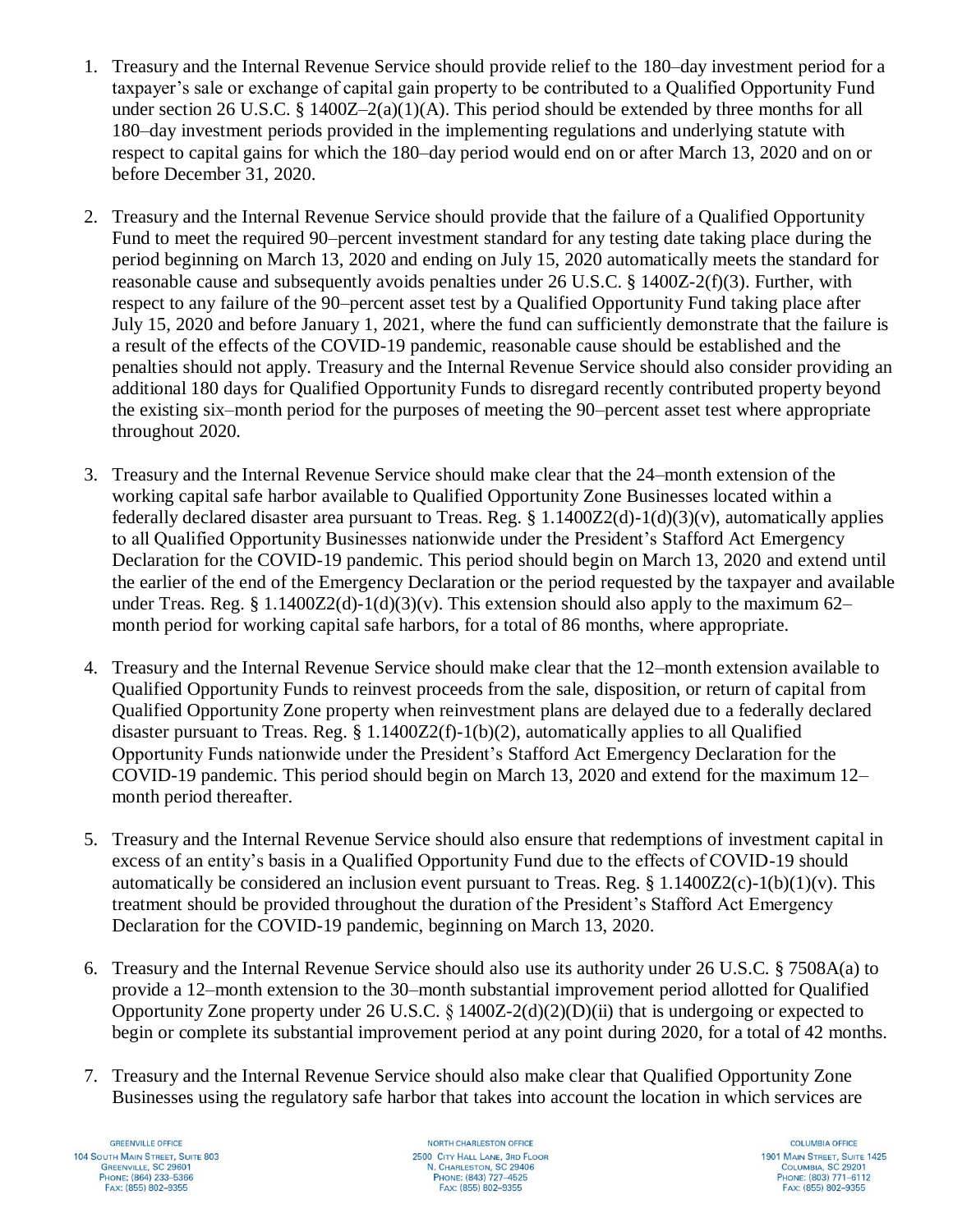1. Treasury and the Internal Revenue Service should provide relief to the 180–day investment period for a taxpayer's sale or exchange of capital gain property to be contributed to a Qualified Opportunity Fund under section 26 U.S.C. § 1400Z–2(a)(1)(A). This period should be extended by three months for all 180–day investment periods provided in the implementing regulations and underlying statute with respect to capital gains for which the 180–day period would end on or after March 13, 2020 and on or before December 31, 2020.

2. Treasury and the Internal Revenue Service should provide that the failure of a Qualified Opportunity Fund to meet the required 90–percent investment standard for any testing date taking place during the period beginning on March 13, 2020 and ending on July 15, 2020 automatically meets the standard for reasonable cause and subsequently avoids penalties under 26 U.S.C. § 1400Z-2(f)(3). Further, with respect to any failure of the 90–percent asset test by a Qualified Opportunity Fund taking place after July 15, 2020 and before January 1, 2021, where the fund can sufficiently demonstrate that the failure is a result of the effects of the COVID-19 pandemic, reasonable cause should be established and the penalties should not apply. Treasury and the Internal Revenue Service should also consider providing an additional 180 days for Qualified Opportunity Funds to disregard recently contributed property beyond the existing six–month period for the purposes of meeting the 90–percent asset test where appropriate throughout 2020.

3. Treasury and the Internal Revenue Service should make clear that the 24–month extension of the working capital safe harbor available to Qualified Opportunity Zone Businesses located within a federally declared disaster area pursuant to Treas. Reg. § 1.1400Z2(d)-1(d)(3)(v), automatically applies to all Qualified Opportunity Businesses nationwide under the President's Stafford Act Emergency Declaration for the COVID-19 pandemic. This period should begin on March 13, 2020 and extend until the earlier of the end of the Emergency Declaration or the period requested by the taxpayer and available under Treas. Reg. § 1.1400Z2(d)-1(d)(3)(v). This extension should also apply to the maximum 62–month period for working capital safe harbors, for a total of 86 months, where appropriate.

4. Treasury and the Internal Revenue Service should make clear that the 12–month extension available to Qualified Opportunity Funds to reinvest proceeds from the sale, disposition, or return of capital from Qualified Opportunity Zone property when reinvestment plans are delayed due to a federally declared disaster pursuant to Treas. Reg. § 1.1400Z2(f)-1(b)(2), automatically applies to all Qualified Opportunity Funds nationwide under the President's Stafford Act Emergency Declaration for the COVID-19 pandemic. This period should begin on March 13, 2020 and extend for the maximum 12–month period thereafter.

5. Treasury and the Internal Revenue Service should also ensure that redemptions of investment capital in excess of an entity's basis in a Qualified Opportunity Fund due to the effects of COVID-19 should automatically be considered an inclusion event pursuant to Treas. Reg. § 1.1400Z2(c)-1(b)(1)(v). This treatment should be provided throughout the duration of the President's Stafford Act Emergency Declaration for the COVID-19 pandemic, beginning on March 13, 2020.

6. Treasury and the Internal Revenue Service should also use its authority under 26 U.S.C. § 7508A(a) to provide a 12–month extension to the 30–month substantial improvement period allotted for Qualified Opportunity Zone property under 26 U.S.C. § 1400Z-2(d)(2)(D)(ii) that is undergoing or expected to begin or complete its substantial improvement period at any point during 2020, for a total of 42 months.

7. Treasury and the Internal Revenue Service should also make clear that Qualified Opportunity Zone Businesses using the regulatory safe harbor that takes into account the location in which services are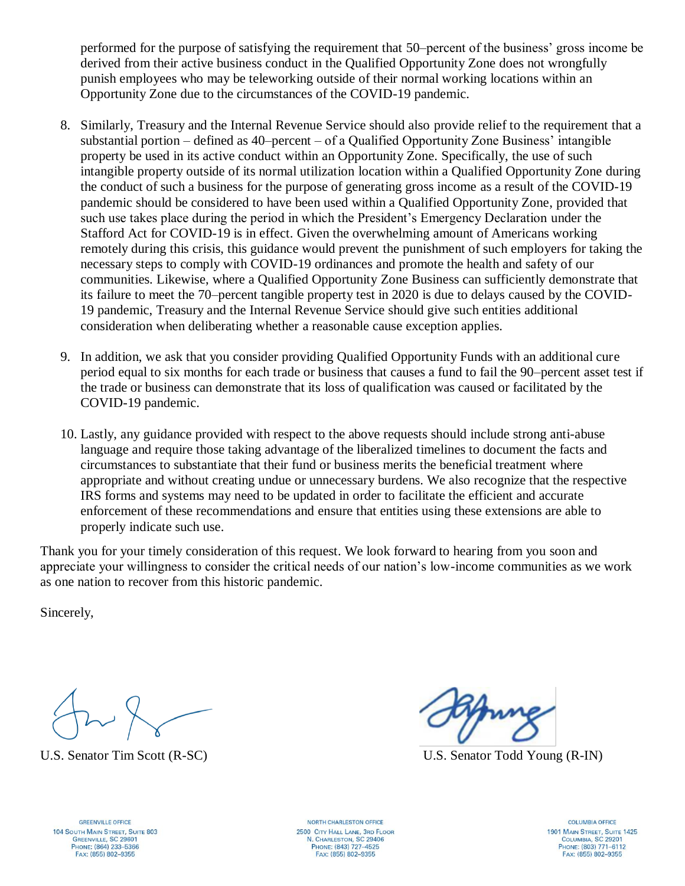performed for the purpose of satisfying the requirement that 50–percent of the business' gross income be derived from their active business conduct in the Qualified Opportunity Zone does not wrongfully punish employees who may be teleworking outside of their normal working locations within an Opportunity Zone due to the circumstances of the COVID-19 pandemic.

8. Similarly, Treasury and the Internal Revenue Service should also provide relief to the requirement that a substantial portion – defined as 40–percent – of a Qualified Opportunity Zone Business' intangible property be used in its active conduct within an Opportunity Zone. Specifically, the use of such intangible property outside of its normal utilization location within a Qualified Opportunity Zone during the conduct of such a business for the purpose of generating gross income as a result of the COVID-19 pandemic should be considered to have been used within a Qualified Opportunity Zone, provided that such use takes place during the period in which the President's Emergency Declaration under the Stafford Act for COVID-19 is in effect. Given the overwhelming amount of Americans working remotely during this crisis, this guidance would prevent the punishment of such employers for taking the necessary steps to comply with COVID-19 ordinances and promote the health and safety of our communities. Likewise, where a Qualified Opportunity Zone Business can sufficiently demonstrate that its failure to meet the 70–percent tangible property test in 2020 is due to delays caused by the COVID-19 pandemic, Treasury and the Internal Revenue Service should give such entities additional consideration when deliberating whether a reasonable cause exception applies.

9. In addition, we ask that you consider providing Qualified Opportunity Funds with an additional cure period equal to six months for each trade or business that causes a fund to fail the 90–percent asset test if the trade or business can demonstrate that its loss of qualification was caused or facilitated by the COVID-19 pandemic.

10. Lastly, any guidance provided with respect to the above requests should include strong anti-abuse language and require those taking advantage of the liberalized timelines to document the facts and circumstances to substantiate that their fund or business merits the beneficial treatment where appropriate and without creating undue or unnecessary burdens. We also recognize that the respective IRS forms and systems may need to be updated in order to facilitate the efficient and accurate enforcement of these recommendations and ensure that entities using these extensions are able to properly indicate such use.

Thank you for your timely consideration of this request. We look forward to hearing from you soon and appreciate your willingness to consider the critical needs of our nation's low-income communities as we work as one nation to recover from this historic pandemic.

Sincerely,

U.S. Senator Tim Scott (R-SC)

U.S. Senator Todd Young (R-IN)

GREENVILLE OFFICE
104 SOUTH MAIN STREET, SUITE 803
GREENVILLE, SC 29601
PHONE: (864) 233–5366
FAX: (855) 802–9355

NORTH CHARLESTON OFFICE
2500 CITY HALL LANE, 3RD FLOOR
N. CHARLESTON, SC 29406
PHONE: (843) 727–4525
FAX: (855) 802–9355

COLUMBIA OFFICE
1901 MAIN STREET, SUITE 1425
COLUMBIA, SC 29201
PHONE: (803) 771–6112
FAX: (855) 802–9355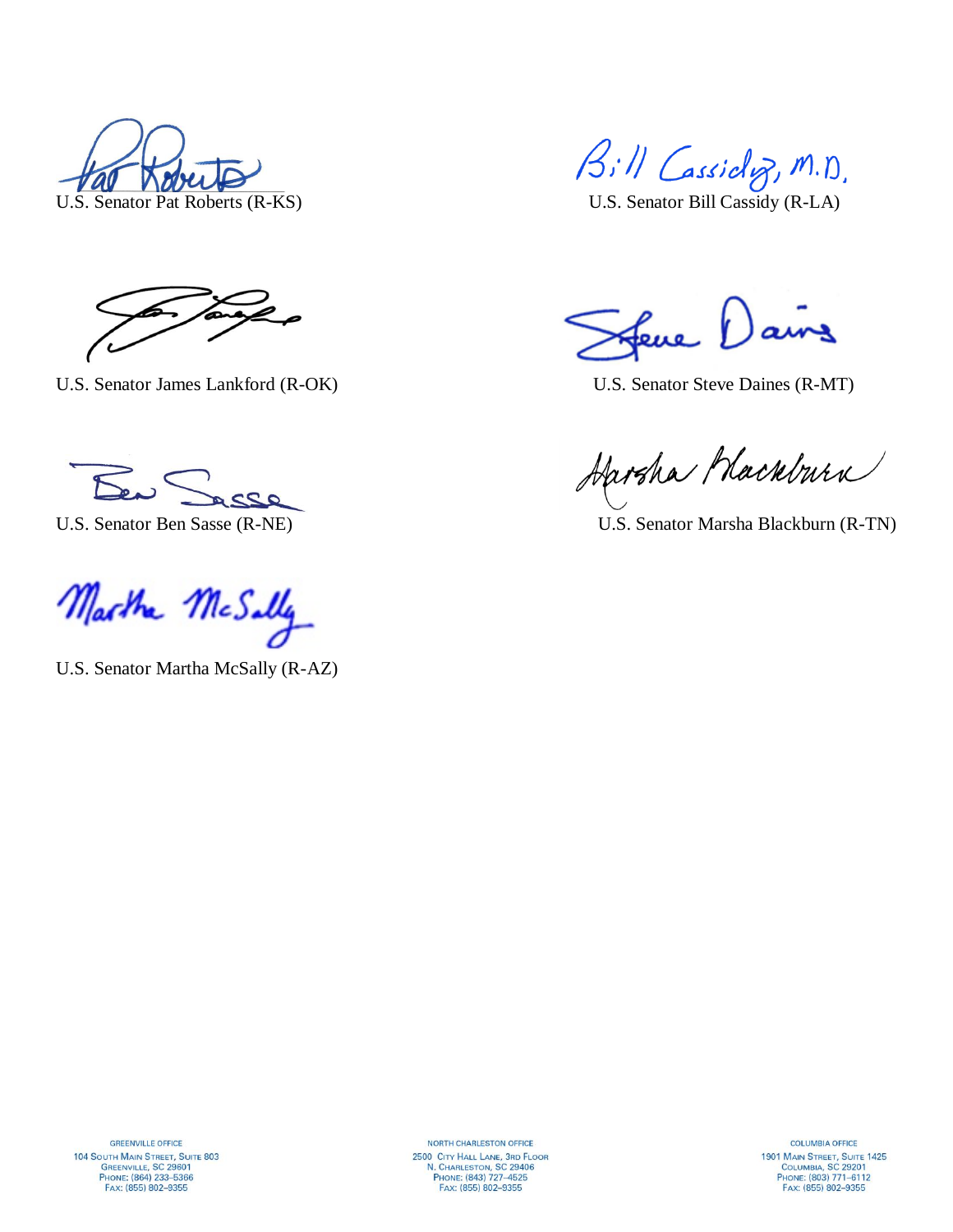U.S. Senator Pat Roberts (R-KS)

U.S. Senator Bill Cassidy (R-LA)

U.S. Senator James Lankford (R-OK)

U.S. Senator Steve Daines (R-MT)

U.S. Senator Ben Sasse (R-NE)

U.S. Senator Marsha Blackburn (R-TN)

U.S. Senator Martha McSally (R-AZ)